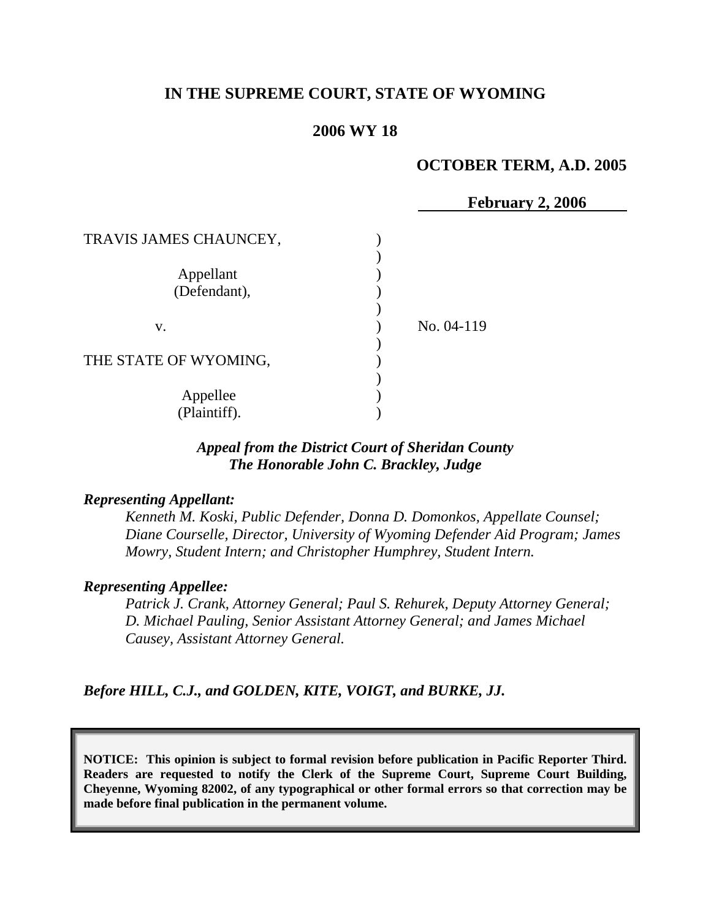**IN THE SUPREME COURT, STATE OF WYOMING**

**2006 WY 18**

**OCTOBER TERM, A.D. 2005**

**February 2, 2006**

TRAVIS JAMES CHAUNCEY,

Appellant
(Defendant),

v.

THE STATE OF WYOMING,

Appellee
(Plaintiff).

No. 04-119

***Appeal from the District Court of Sheridan County***
***The Honorable John C. Brackley, Judge***

***Representing Appellant:***

*Kenneth M. Koski, Public Defender, Donna D. Domonkos, Appellate Counsel; Diane Courselle, Director, University of Wyoming Defender Aid Program; James Mowry, Student Intern; and Christopher Humphrey, Student Intern.*

***Representing Appellee:***

*Patrick J. Crank, Attorney General; Paul S. Rehurek, Deputy Attorney General; D. Michael Pauling, Senior Assistant Attorney General; and James Michael Causey, Assistant Attorney General.*

***Before HILL, C.J., and GOLDEN, KITE, VOIGT, and BURKE, JJ.***

**NOTICE: This opinion is subject to formal revision before publication in Pacific Reporter Third. Readers are requested to notify the Clerk of the Supreme Court, Supreme Court Building, Cheyenne, Wyoming 82002, of any typographical or other formal errors so that correction may be made before final publication in the permanent volume.**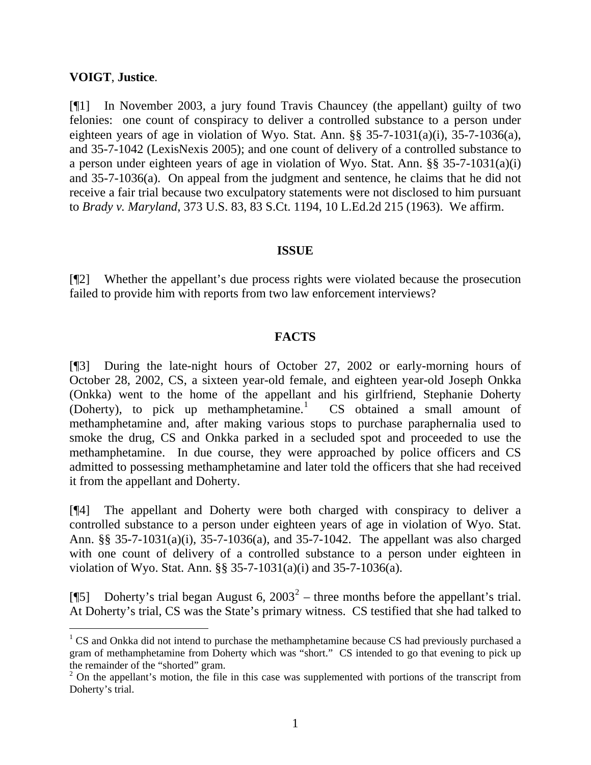**VOIGT**, **Justice**.

[¶1] In November 2003, a jury found Travis Chauncey (the appellant) guilty of two felonies: one count of conspiracy to deliver a controlled substance to a person under eighteen years of age in violation of Wyo. Stat. Ann. §§ 35-7-1031(a)(i), 35-7-1036(a), and 35-7-1042 (LexisNexis 2005); and one count of delivery of a controlled substance to a person under eighteen years of age in violation of Wyo. Stat. Ann. §§ 35-7-1031(a)(i) and 35-7-1036(a). On appeal from the judgment and sentence, he claims that he did not receive a fair trial because two exculpatory statements were not disclosed to him pursuant to *Brady v. Maryland*, 373 U.S. 83, 83 S.Ct. 1194, 10 L.Ed.2d 215 (1963). We affirm.

## ISSUE

[¶2] Whether the appellant's due process rights were violated because the prosecution failed to provide him with reports from two law enforcement interviews?

## FACTS

[¶3] During the late-night hours of October 27, 2002 or early-morning hours of October 28, 2002, CS, a sixteen year-old female, and eighteen year-old Joseph Onkka (Onkka) went to the home of the appellant and his girlfriend, Stephanie Doherty (Doherty), to pick up methamphetamine.[1] CS obtained a small amount of methamphetamine and, after making various stops to purchase paraphernalia used to smoke the drug, CS and Onkka parked in a secluded spot and proceeded to use the methamphetamine. In due course, they were approached by police officers and CS admitted to possessing methamphetamine and later told the officers that she had received it from the appellant and Doherty.

[¶4] The appellant and Doherty were both charged with conspiracy to deliver a controlled substance to a person under eighteen years of age in violation of Wyo. Stat. Ann. §§ 35-7-1031(a)(i), 35-7-1036(a), and 35-7-1042. The appellant was also charged with one count of delivery of a controlled substance to a person under eighteen in violation of Wyo. Stat. Ann. §§ 35-7-1031(a)(i) and 35-7-1036(a).

[¶5] Doherty's trial began August 6, 2003[2] – three months before the appellant's trial. At Doherty's trial, CS was the State's primary witness. CS testified that she had talked to

---

[1] CS and Onkka did not intend to purchase the methamphetamine because CS had previously purchased a gram of methamphetamine from Doherty which was "short." CS intended to go that evening to pick up the remainder of the "shorted" gram.

[2] On the appellant's motion, the file in this case was supplemented with portions of the transcript from Doherty's trial.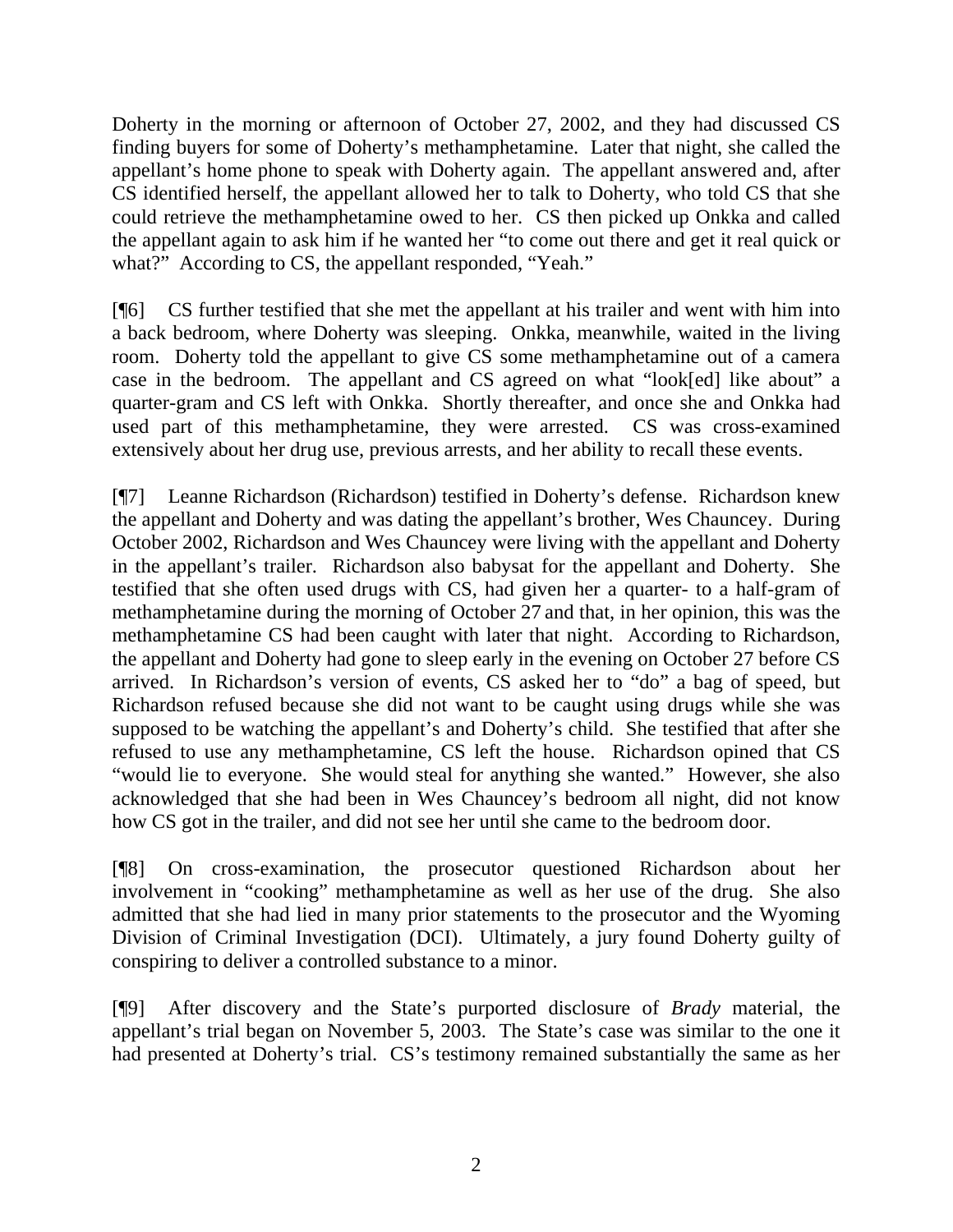Doherty in the morning or afternoon of October 27, 2002, and they had discussed CS finding buyers for some of Doherty's methamphetamine. Later that night, she called the appellant's home phone to speak with Doherty again. The appellant answered and, after CS identified herself, the appellant allowed her to talk to Doherty, who told CS that she could retrieve the methamphetamine owed to her. CS then picked up Onkka and called the appellant again to ask him if he wanted her "to come out there and get it real quick or what?" According to CS, the appellant responded, "Yeah."

[¶6] CS further testified that she met the appellant at his trailer and went with him into a back bedroom, where Doherty was sleeping. Onkka, meanwhile, waited in the living room. Doherty told the appellant to give CS some methamphetamine out of a camera case in the bedroom. The appellant and CS agreed on what "look[ed] like about" a quarter-gram and CS left with Onkka. Shortly thereafter, and once she and Onkka had used part of this methamphetamine, they were arrested. CS was cross-examined extensively about her drug use, previous arrests, and her ability to recall these events.

[¶7] Leanne Richardson (Richardson) testified in Doherty's defense. Richardson knew the appellant and Doherty and was dating the appellant's brother, Wes Chauncey. During October 2002, Richardson and Wes Chauncey were living with the appellant and Doherty in the appellant's trailer. Richardson also babysat for the appellant and Doherty. She testified that she often used drugs with CS, had given her a quarter- to a half-gram of methamphetamine during the morning of October 27 and that, in her opinion, this was the methamphetamine CS had been caught with later that night. According to Richardson, the appellant and Doherty had gone to sleep early in the evening on October 27 before CS arrived. In Richardson's version of events, CS asked her to "do" a bag of speed, but Richardson refused because she did not want to be caught using drugs while she was supposed to be watching the appellant's and Doherty's child. She testified that after she refused to use any methamphetamine, CS left the house. Richardson opined that CS "would lie to everyone. She would steal for anything she wanted." However, she also acknowledged that she had been in Wes Chauncey's bedroom all night, did not know how CS got in the trailer, and did not see her until she came to the bedroom door.

[¶8] On cross-examination, the prosecutor questioned Richardson about her involvement in "cooking" methamphetamine as well as her use of the drug. She also admitted that she had lied in many prior statements to the prosecutor and the Wyoming Division of Criminal Investigation (DCI). Ultimately, a jury found Doherty guilty of conspiring to deliver a controlled substance to a minor.

[¶9] After discovery and the State's purported disclosure of *Brady* material, the appellant's trial began on November 5, 2003. The State's case was similar to the one it had presented at Doherty's trial. CS's testimony remained substantially the same as her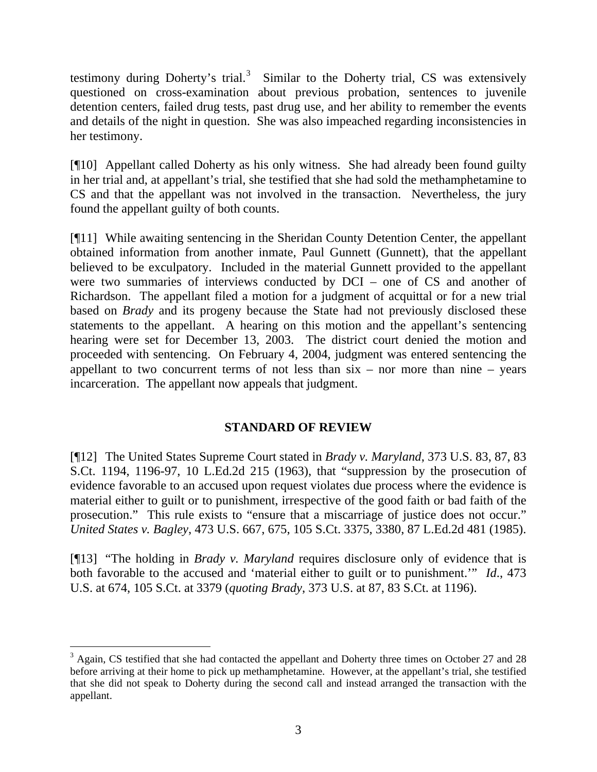testimony during Doherty's trial.[3] Similar to the Doherty trial, CS was extensively questioned on cross-examination about previous probation, sentences to juvenile detention centers, failed drug tests, past drug use, and her ability to remember the events and details of the night in question. She was also impeached regarding inconsistencies in her testimony.

[¶10] Appellant called Doherty as his only witness. She had already been found guilty in her trial and, at appellant's trial, she testified that she had sold the methamphetamine to CS and that the appellant was not involved in the transaction. Nevertheless, the jury found the appellant guilty of both counts.

[¶11] While awaiting sentencing in the Sheridan County Detention Center, the appellant obtained information from another inmate, Paul Gunnett (Gunnett), that the appellant believed to be exculpatory. Included in the material Gunnett provided to the appellant were two summaries of interviews conducted by DCI – one of CS and another of Richardson. The appellant filed a motion for a judgment of acquittal or for a new trial based on *Brady* and its progeny because the State had not previously disclosed these statements to the appellant. A hearing on this motion and the appellant's sentencing hearing were set for December 13, 2003. The district court denied the motion and proceeded with sentencing. On February 4, 2004, judgment was entered sentencing the appellant to two concurrent terms of not less than six – nor more than nine – years incarceration. The appellant now appeals that judgment.

## STANDARD OF REVIEW

[¶12] The United States Supreme Court stated in *Brady v. Maryland*, 373 U.S. 83, 87, 83 S.Ct. 1194, 1196-97, 10 L.Ed.2d 215 (1963), that "suppression by the prosecution of evidence favorable to an accused upon request violates due process where the evidence is material either to guilt or to punishment, irrespective of the good faith or bad faith of the prosecution." This rule exists to "ensure that a miscarriage of justice does not occur." *United States v. Bagley*, 473 U.S. 667, 675, 105 S.Ct. 3375, 3380, 87 L.Ed.2d 481 (1985).

[¶13] "The holding in *Brady v. Maryland* requires disclosure only of evidence that is both favorable to the accused and 'material either to guilt or to punishment.'" *Id.*, 473 U.S. at 674, 105 S.Ct. at 3379 (*quoting Brady*, 373 U.S. at 87, 83 S.Ct. at 1196).

---

[3] Again, CS testified that she had contacted the appellant and Doherty three times on October 27 and 28 before arriving at their home to pick up methamphetamine. However, at the appellant's trial, she testified that she did not speak to Doherty during the second call and instead arranged the transaction with the appellant.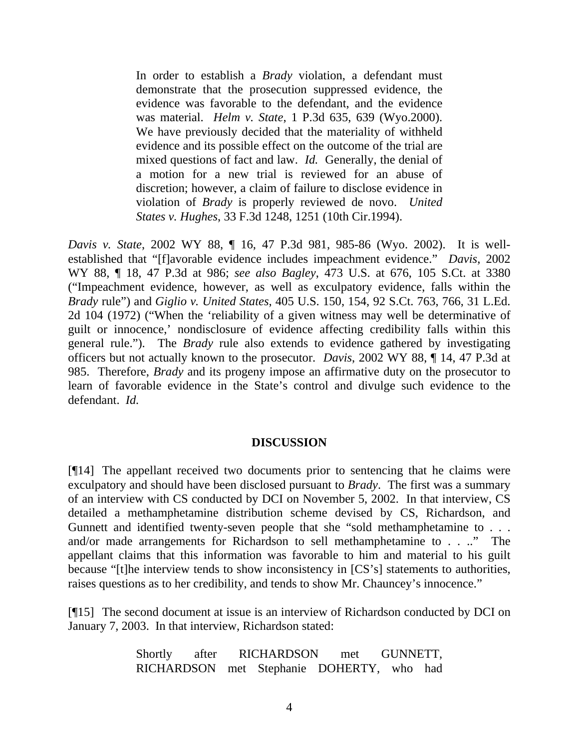> In order to establish a *Brady* violation, a defendant must demonstrate that the prosecution suppressed evidence, the evidence was favorable to the defendant, and the evidence was material. *Helm v. State*, 1 P.3d 635, 639 (Wyo.2000). We have previously decided that the materiality of withheld evidence and its possible effect on the outcome of the trial are mixed questions of fact and law. *Id.* Generally, the denial of a motion for a new trial is reviewed for an abuse of discretion; however, a claim of failure to disclose evidence in violation of *Brady* is properly reviewed de novo. *United States v. Hughes*, 33 F.3d 1248, 1251 (10th Cir.1994).

*Davis v. State*, 2002 WY 88, ¶ 16, 47 P.3d 981, 985-86 (Wyo. 2002). It is well-established that "[f]avorable evidence includes impeachment evidence." *Davis*, 2002 WY 88, ¶ 18, 47 P.3d at 986; *see also Bagley*, 473 U.S. at 676, 105 S.Ct. at 3380 ("Impeachment evidence, however, as well as exculpatory evidence, falls within the *Brady* rule") and *Giglio v. United States*, 405 U.S. 150, 154, 92 S.Ct. 763, 766, 31 L.Ed. 2d 104 (1972) ("When the 'reliability of a given witness may well be determinative of guilt or innocence,' nondisclosure of evidence affecting credibility falls within this general rule."). The *Brady* rule also extends to evidence gathered by investigating officers but not actually known to the prosecutor. *Davis*, 2002 WY 88, ¶ 14, 47 P.3d at 985. Therefore, *Brady* and its progeny impose an affirmative duty on the prosecutor to learn of favorable evidence in the State's control and divulge such evidence to the defendant. *Id.*

## DISCUSSION

[¶14] The appellant received two documents prior to sentencing that he claims were exculpatory and should have been disclosed pursuant to *Brady*. The first was a summary of an interview with CS conducted by DCI on November 5, 2002. In that interview, CS detailed a methamphetamine distribution scheme devised by CS, Richardson, and Gunnett and identified twenty-seven people that she "sold methamphetamine to . . . and/or made arrangements for Richardson to sell methamphetamine to . . .." The appellant claims that this information was favorable to him and material to his guilt because "[t]he interview tends to show inconsistency in [CS's] statements to authorities, raises questions as to her credibility, and tends to show Mr. Chauncey's innocence."

[¶15] The second document at issue is an interview of Richardson conducted by DCI on January 7, 2003. In that interview, Richardson stated:

> Shortly after RICHARDSON met GUNNETT, RICHARDSON met Stephanie DOHERTY, who had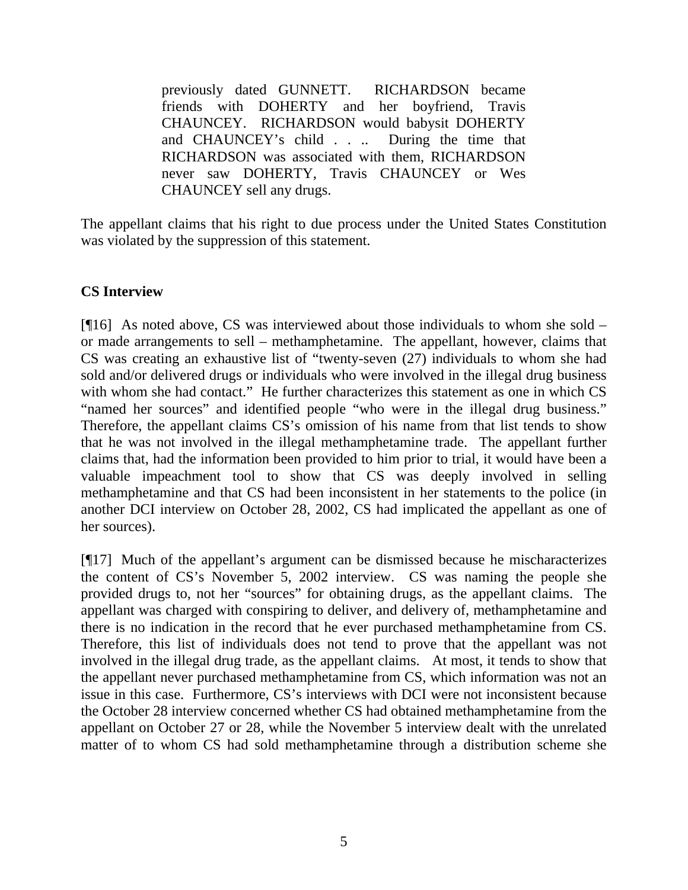> previously dated GUNNETT. RICHARDSON became friends with DOHERTY and her boyfriend, Travis CHAUNCEY. RICHARDSON would babysit DOHERTY and CHAUNCEY's child . . .. During the time that RICHARDSON was associated with them, RICHARDSON never saw DOHERTY, Travis CHAUNCEY or Wes CHAUNCEY sell any drugs.

The appellant claims that his right to due process under the United States Constitution was violated by the suppression of this statement.

**CS Interview**

[¶16] As noted above, CS was interviewed about those individuals to whom she sold – or made arrangements to sell – methamphetamine. The appellant, however, claims that CS was creating an exhaustive list of "twenty-seven (27) individuals to whom she had sold and/or delivered drugs or individuals who were involved in the illegal drug business with whom she had contact." He further characterizes this statement as one in which CS "named her sources" and identified people "who were in the illegal drug business." Therefore, the appellant claims CS's omission of his name from that list tends to show that he was not involved in the illegal methamphetamine trade. The appellant further claims that, had the information been provided to him prior to trial, it would have been a valuable impeachment tool to show that CS was deeply involved in selling methamphetamine and that CS had been inconsistent in her statements to the police (in another DCI interview on October 28, 2002, CS had implicated the appellant as one of her sources).

[¶17] Much of the appellant's argument can be dismissed because he mischaracterizes the content of CS's November 5, 2002 interview. CS was naming the people she provided drugs to, not her "sources" for obtaining drugs, as the appellant claims. The appellant was charged with conspiring to deliver, and delivery of, methamphetamine and there is no indication in the record that he ever purchased methamphetamine from CS. Therefore, this list of individuals does not tend to prove that the appellant was not involved in the illegal drug trade, as the appellant claims. At most, it tends to show that the appellant never purchased methamphetamine from CS, which information was not an issue in this case. Furthermore, CS's interviews with DCI were not inconsistent because the October 28 interview concerned whether CS had obtained methamphetamine from the appellant on October 27 or 28, while the November 5 interview dealt with the unrelated matter of to whom CS had sold methamphetamine through a distribution scheme she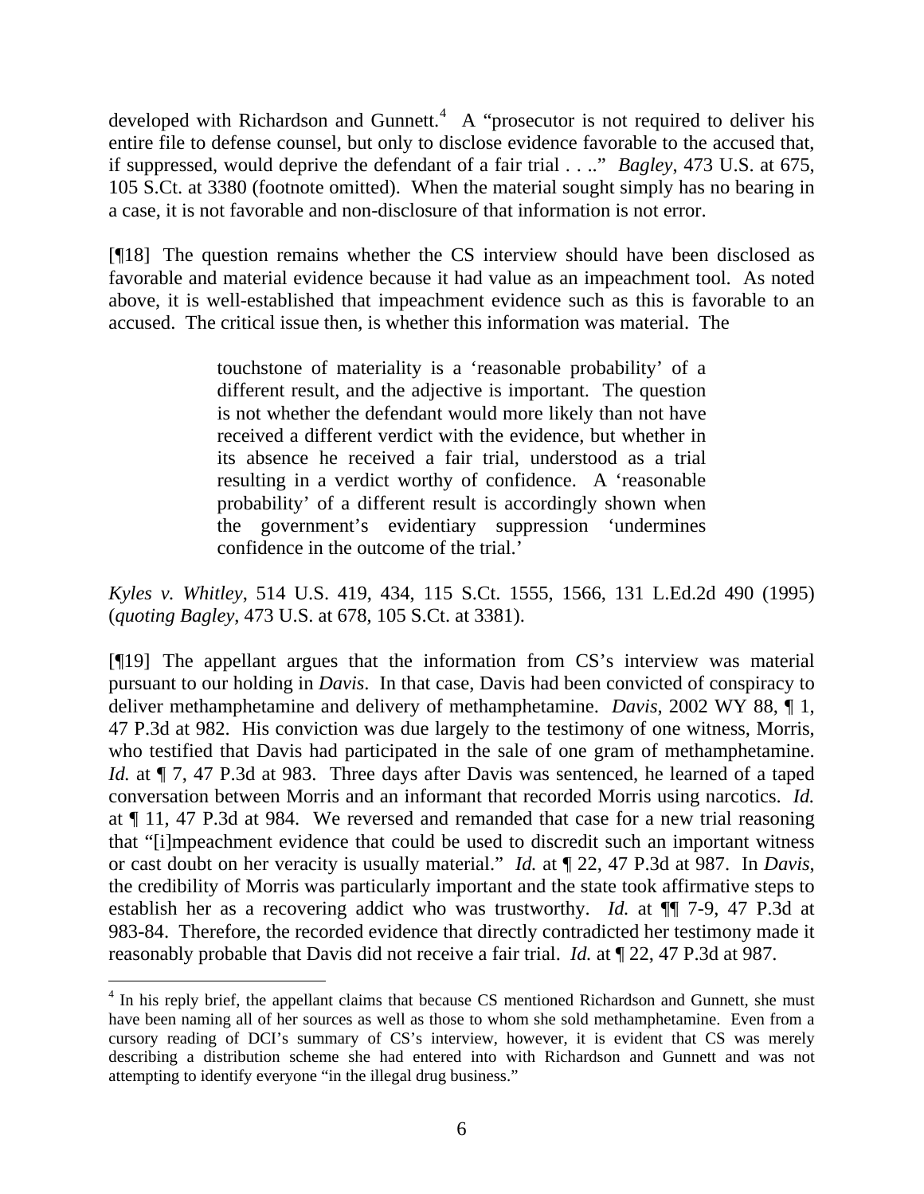developed with Richardson and Gunnett.[4] A "prosecutor is not required to deliver his entire file to defense counsel, but only to disclose evidence favorable to the accused that, if suppressed, would deprive the defendant of a fair trial . . .." *Bagley*, 473 U.S. at 675, 105 S.Ct. at 3380 (footnote omitted). When the material sought simply has no bearing in a case, it is not favorable and non-disclosure of that information is not error.

[¶18] The question remains whether the CS interview should have been disclosed as favorable and material evidence because it had value as an impeachment tool. As noted above, it is well-established that impeachment evidence such as this is favorable to an accused. The critical issue then, is whether this information was material. The

> touchstone of materiality is a 'reasonable probability' of a different result, and the adjective is important. The question is not whether the defendant would more likely than not have received a different verdict with the evidence, but whether in its absence he received a fair trial, understood as a trial resulting in a verdict worthy of confidence. A 'reasonable probability' of a different result is accordingly shown when the government's evidentiary suppression 'undermines confidence in the outcome of the trial.'

*Kyles v. Whitley*, 514 U.S. 419, 434, 115 S.Ct. 1555, 1566, 131 L.Ed.2d 490 (1995) (*quoting Bagley*, 473 U.S. at 678, 105 S.Ct. at 3381).

[¶19] The appellant argues that the information from CS's interview was material pursuant to our holding in *Davis*. In that case, Davis had been convicted of conspiracy to deliver methamphetamine and delivery of methamphetamine. *Davis*, 2002 WY 88, ¶ 1, 47 P.3d at 982. His conviction was due largely to the testimony of one witness, Morris, who testified that Davis had participated in the sale of one gram of methamphetamine. *Id.* at ¶ 7, 47 P.3d at 983. Three days after Davis was sentenced, he learned of a taped conversation between Morris and an informant that recorded Morris using narcotics. *Id.* at ¶ 11, 47 P.3d at 984. We reversed and remanded that case for a new trial reasoning that "[i]mpeachment evidence that could be used to discredit such an important witness or cast doubt on her veracity is usually material." *Id.* at ¶ 22, 47 P.3d at 987. In *Davis*, the credibility of Morris was particularly important and the state took affirmative steps to establish her as a recovering addict who was trustworthy. *Id.* at ¶¶ 7-9, 47 P.3d at 983-84. Therefore, the recorded evidence that directly contradicted her testimony made it reasonably probable that Davis did not receive a fair trial. *Id.* at ¶ 22, 47 P.3d at 987.

[4] In his reply brief, the appellant claims that because CS mentioned Richardson and Gunnett, she must have been naming all of her sources as well as those to whom she sold methamphetamine. Even from a cursory reading of DCI's summary of CS's interview, however, it is evident that CS was merely describing a distribution scheme she had entered into with Richardson and Gunnett and was not attempting to identify everyone "in the illegal drug business."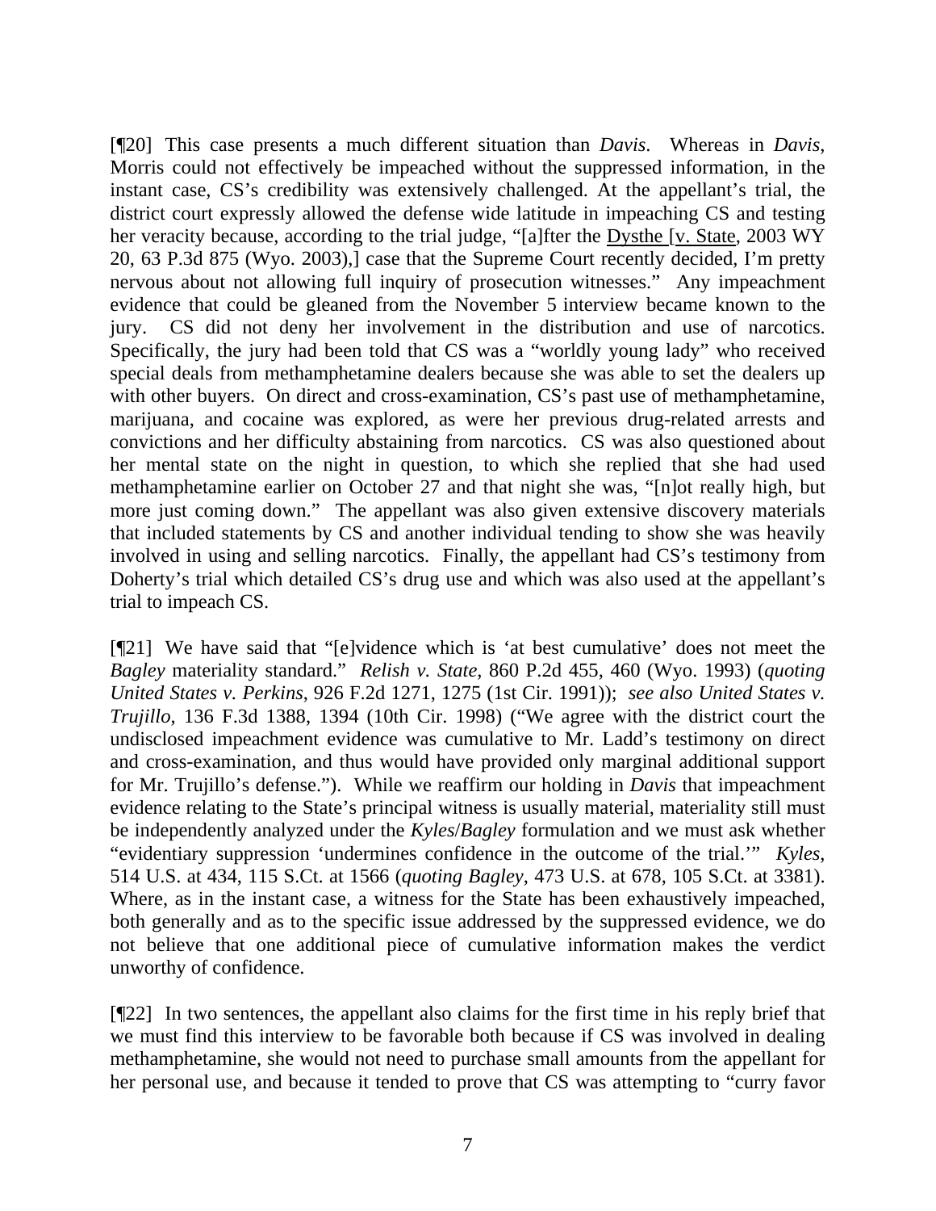[¶20] This case presents a much different situation than *Davis*. Whereas in *Davis*, Morris could not effectively be impeached without the suppressed information, in the instant case, CS's credibility was extensively challenged. At the appellant's trial, the district court expressly allowed the defense wide latitude in impeaching CS and testing her veracity because, according to the trial judge, "[a]fter the Dysthe [v. State, 2003 WY 20, 63 P.3d 875 (Wyo. 2003),] case that the Supreme Court recently decided, I'm pretty nervous about not allowing full inquiry of prosecution witnesses." Any impeachment evidence that could be gleaned from the November 5 interview became known to the jury. CS did not deny her involvement in the distribution and use of narcotics. Specifically, the jury had been told that CS was a "worldly young lady" who received special deals from methamphetamine dealers because she was able to set the dealers up with other buyers. On direct and cross-examination, CS's past use of methamphetamine, marijuana, and cocaine was explored, as were her previous drug-related arrests and convictions and her difficulty abstaining from narcotics. CS was also questioned about her mental state on the night in question, to which she replied that she had used methamphetamine earlier on October 27 and that night she was, "[n]ot really high, but more just coming down." The appellant was also given extensive discovery materials that included statements by CS and another individual tending to show she was heavily involved in using and selling narcotics. Finally, the appellant had CS's testimony from Doherty's trial which detailed CS's drug use and which was also used at the appellant's trial to impeach CS.

[¶21] We have said that "[e]vidence which is 'at best cumulative' does not meet the *Bagley* materiality standard." *Relish v. State*, 860 P.2d 455, 460 (Wyo. 1993) (*quoting United States v. Perkins*, 926 F.2d 1271, 1275 (1st Cir. 1991)); *see also United States v. Trujillo*, 136 F.3d 1388, 1394 (10th Cir. 1998) ("We agree with the district court the undisclosed impeachment evidence was cumulative to Mr. Ladd's testimony on direct and cross-examination, and thus would have provided only marginal additional support for Mr. Trujillo's defense."). While we reaffirm our holding in *Davis* that impeachment evidence relating to the State's principal witness is usually material, materiality still must be independently analyzed under the *Kyles*/*Bagley* formulation and we must ask whether "evidentiary suppression 'undermines confidence in the outcome of the trial.'" *Kyles*, 514 U.S. at 434, 115 S.Ct. at 1566 (*quoting Bagley*, 473 U.S. at 678, 105 S.Ct. at 3381). Where, as in the instant case, a witness for the State has been exhaustively impeached, both generally and as to the specific issue addressed by the suppressed evidence, we do not believe that one additional piece of cumulative information makes the verdict unworthy of confidence.

[¶22] In two sentences, the appellant also claims for the first time in his reply brief that we must find this interview to be favorable both because if CS was involved in dealing methamphetamine, she would not need to purchase small amounts from the appellant for her personal use, and because it tended to prove that CS was attempting to "curry favor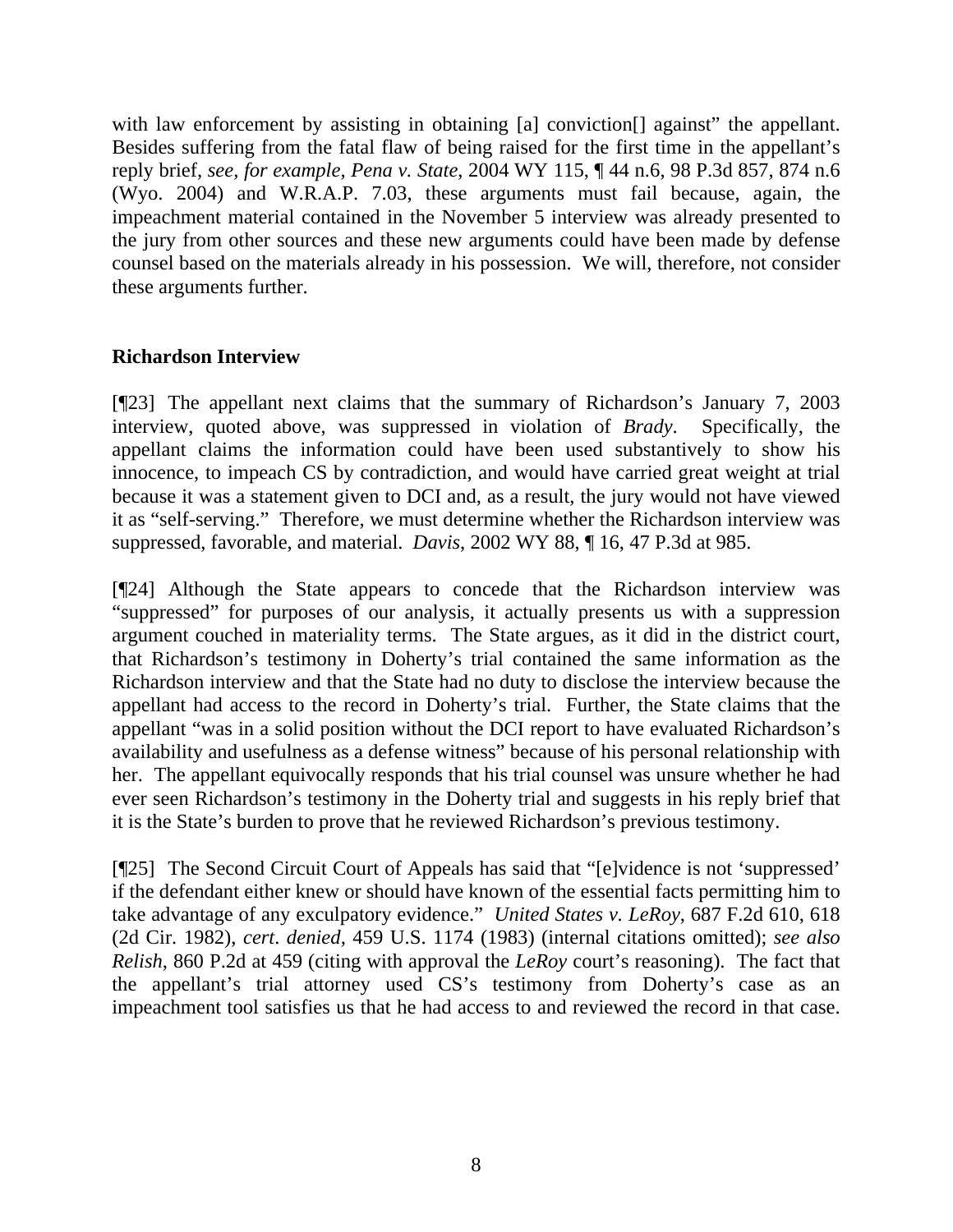with law enforcement by assisting in obtaining [a] conviction[] against" the appellant. Besides suffering from the fatal flaw of being raised for the first time in the appellant's reply brief, *see, for example, Pena v. State*, 2004 WY 115, ¶ 44 n.6, 98 P.3d 857, 874 n.6 (Wyo. 2004) and W.R.A.P. 7.03, these arguments must fail because, again, the impeachment material contained in the November 5 interview was already presented to the jury from other sources and these new arguments could have been made by defense counsel based on the materials already in his possession. We will, therefore, not consider these arguments further.

**Richardson Interview**

[¶23] The appellant next claims that the summary of Richardson's January 7, 2003 interview, quoted above, was suppressed in violation of *Brady*. Specifically, the appellant claims the information could have been used substantively to show his innocence, to impeach CS by contradiction, and would have carried great weight at trial because it was a statement given to DCI and, as a result, the jury would not have viewed it as "self-serving." Therefore, we must determine whether the Richardson interview was suppressed, favorable, and material. *Davis*, 2002 WY 88, ¶ 16, 47 P.3d at 985.

[¶24] Although the State appears to concede that the Richardson interview was "suppressed" for purposes of our analysis, it actually presents us with a suppression argument couched in materiality terms. The State argues, as it did in the district court, that Richardson's testimony in Doherty's trial contained the same information as the Richardson interview and that the State had no duty to disclose the interview because the appellant had access to the record in Doherty's trial. Further, the State claims that the appellant "was in a solid position without the DCI report to have evaluated Richardson's availability and usefulness as a defense witness" because of his personal relationship with her. The appellant equivocally responds that his trial counsel was unsure whether he had ever seen Richardson's testimony in the Doherty trial and suggests in his reply brief that it is the State's burden to prove that he reviewed Richardson's previous testimony.

[¶25] The Second Circuit Court of Appeals has said that "[e]vidence is not 'suppressed' if the defendant either knew or should have known of the essential facts permitting him to take advantage of any exculpatory evidence." *United States v. LeRoy*, 687 F.2d 610, 618 (2d Cir. 1982), *cert. denied*, 459 U.S. 1174 (1983) (internal citations omitted); *see also Relish*, 860 P.2d at 459 (citing with approval the *LeRoy* court's reasoning). The fact that the appellant's trial attorney used CS's testimony from Doherty's case as an impeachment tool satisfies us that he had access to and reviewed the record in that case.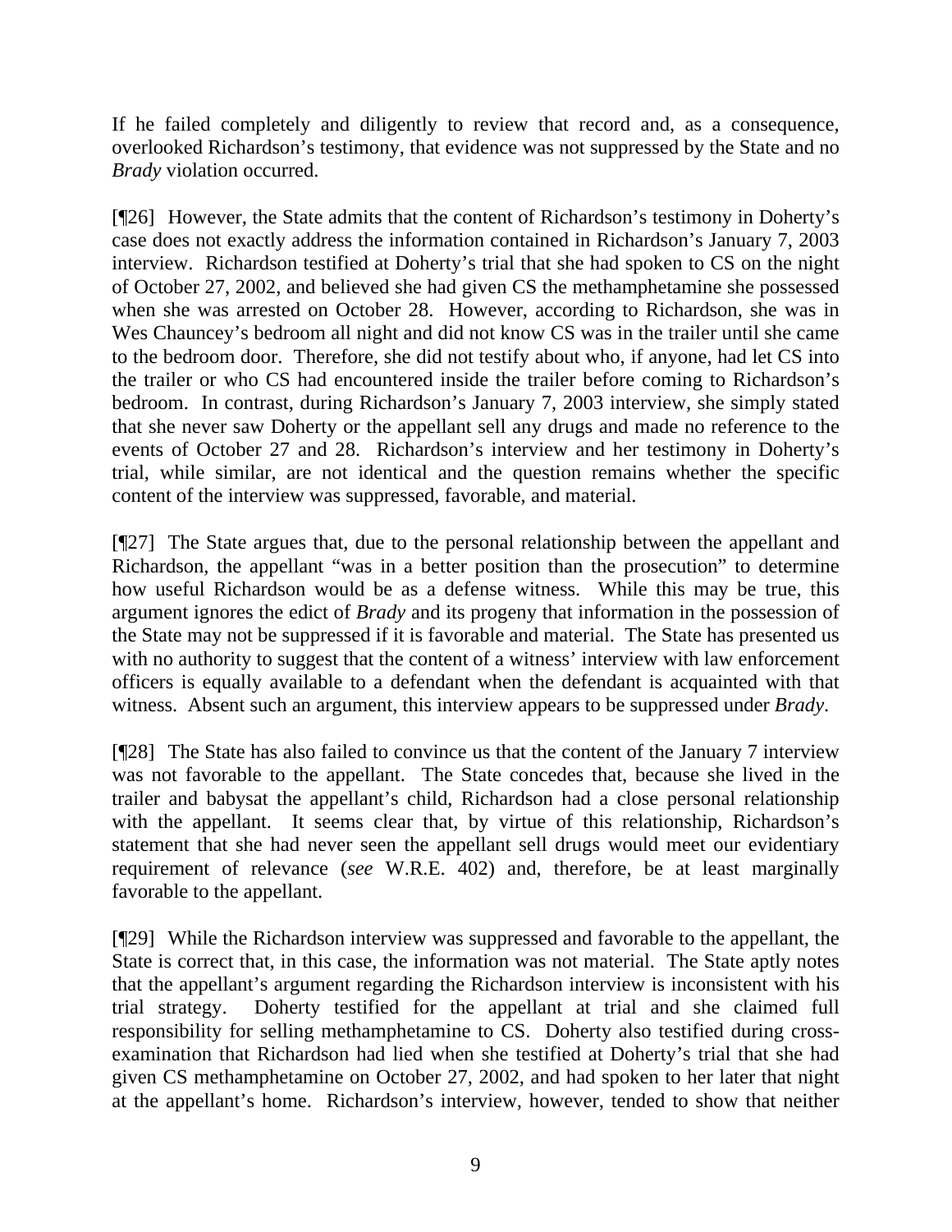If he failed completely and diligently to review that record and, as a consequence, overlooked Richardson's testimony, that evidence was not suppressed by the State and no *Brady* violation occurred.

[¶26] However, the State admits that the content of Richardson's testimony in Doherty's case does not exactly address the information contained in Richardson's January 7, 2003 interview. Richardson testified at Doherty's trial that she had spoken to CS on the night of October 27, 2002, and believed she had given CS the methamphetamine she possessed when she was arrested on October 28. However, according to Richardson, she was in Wes Chauncey's bedroom all night and did not know CS was in the trailer until she came to the bedroom door. Therefore, she did not testify about who, if anyone, had let CS into the trailer or who CS had encountered inside the trailer before coming to Richardson's bedroom. In contrast, during Richardson's January 7, 2003 interview, she simply stated that she never saw Doherty or the appellant sell any drugs and made no reference to the events of October 27 and 28. Richardson's interview and her testimony in Doherty's trial, while similar, are not identical and the question remains whether the specific content of the interview was suppressed, favorable, and material.

[¶27] The State argues that, due to the personal relationship between the appellant and Richardson, the appellant "was in a better position than the prosecution" to determine how useful Richardson would be as a defense witness. While this may be true, this argument ignores the edict of *Brady* and its progeny that information in the possession of the State may not be suppressed if it is favorable and material. The State has presented us with no authority to suggest that the content of a witness' interview with law enforcement officers is equally available to a defendant when the defendant is acquainted with that witness. Absent such an argument, this interview appears to be suppressed under *Brady*.

[¶28] The State has also failed to convince us that the content of the January 7 interview was not favorable to the appellant. The State concedes that, because she lived in the trailer and babysat the appellant's child, Richardson had a close personal relationship with the appellant. It seems clear that, by virtue of this relationship, Richardson's statement that she had never seen the appellant sell drugs would meet our evidentiary requirement of relevance (*see* W.R.E. 402) and, therefore, be at least marginally favorable to the appellant.

[¶29] While the Richardson interview was suppressed and favorable to the appellant, the State is correct that, in this case, the information was not material. The State aptly notes that the appellant's argument regarding the Richardson interview is inconsistent with his trial strategy. Doherty testified for the appellant at trial and she claimed full responsibility for selling methamphetamine to CS. Doherty also testified during cross-examination that Richardson had lied when she testified at Doherty's trial that she had given CS methamphetamine on October 27, 2002, and had spoken to her later that night at the appellant's home. Richardson's interview, however, tended to show that neither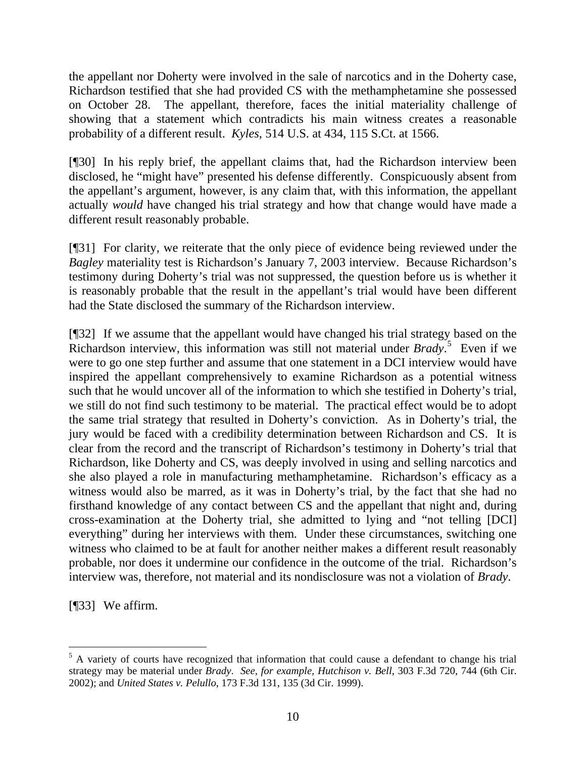the appellant nor Doherty were involved in the sale of narcotics and in the Doherty case, Richardson testified that she had provided CS with the methamphetamine she possessed on October 28. The appellant, therefore, faces the initial materiality challenge of showing that a statement which contradicts his main witness creates a reasonable probability of a different result. *Kyles*, 514 U.S. at 434, 115 S.Ct. at 1566.

[¶30] In his reply brief, the appellant claims that, had the Richardson interview been disclosed, he "might have" presented his defense differently. Conspicuously absent from the appellant's argument, however, is any claim that, with this information, the appellant actually *would* have changed his trial strategy and how that change would have made a different result reasonably probable.

[¶31] For clarity, we reiterate that the only piece of evidence being reviewed under the *Bagley* materiality test is Richardson's January 7, 2003 interview. Because Richardson's testimony during Doherty's trial was not suppressed, the question before us is whether it is reasonably probable that the result in the appellant's trial would have been different had the State disclosed the summary of the Richardson interview.

[¶32] If we assume that the appellant would have changed his trial strategy based on the Richardson interview, this information was still not material under *Brady*.[5] Even if we were to go one step further and assume that one statement in a DCI interview would have inspired the appellant comprehensively to examine Richardson as a potential witness such that he would uncover all of the information to which she testified in Doherty's trial, we still do not find such testimony to be material. The practical effect would be to adopt the same trial strategy that resulted in Doherty's conviction. As in Doherty's trial, the jury would be faced with a credibility determination between Richardson and CS. It is clear from the record and the transcript of Richardson's testimony in Doherty's trial that Richardson, like Doherty and CS, was deeply involved in using and selling narcotics and she also played a role in manufacturing methamphetamine. Richardson's efficacy as a witness would also be marred, as it was in Doherty's trial, by the fact that she had no firsthand knowledge of any contact between CS and the appellant that night and, during cross-examination at the Doherty trial, she admitted to lying and "not telling [DCI] everything" during her interviews with them. Under these circumstances, switching one witness who claimed to be at fault for another neither makes a different result reasonably probable, nor does it undermine our confidence in the outcome of the trial. Richardson's interview was, therefore, not material and its nondisclosure was not a violation of *Brady*.

[¶33] We affirm.

---

[5] A variety of courts have recognized that information that could cause a defendant to change his trial strategy may be material under *Brady*. *See, for example*, *Hutchison v. Bell*, 303 F.3d 720, 744 (6th Cir. 2002); and *United States v. Pelullo*, 173 F.3d 131, 135 (3d Cir. 1999).